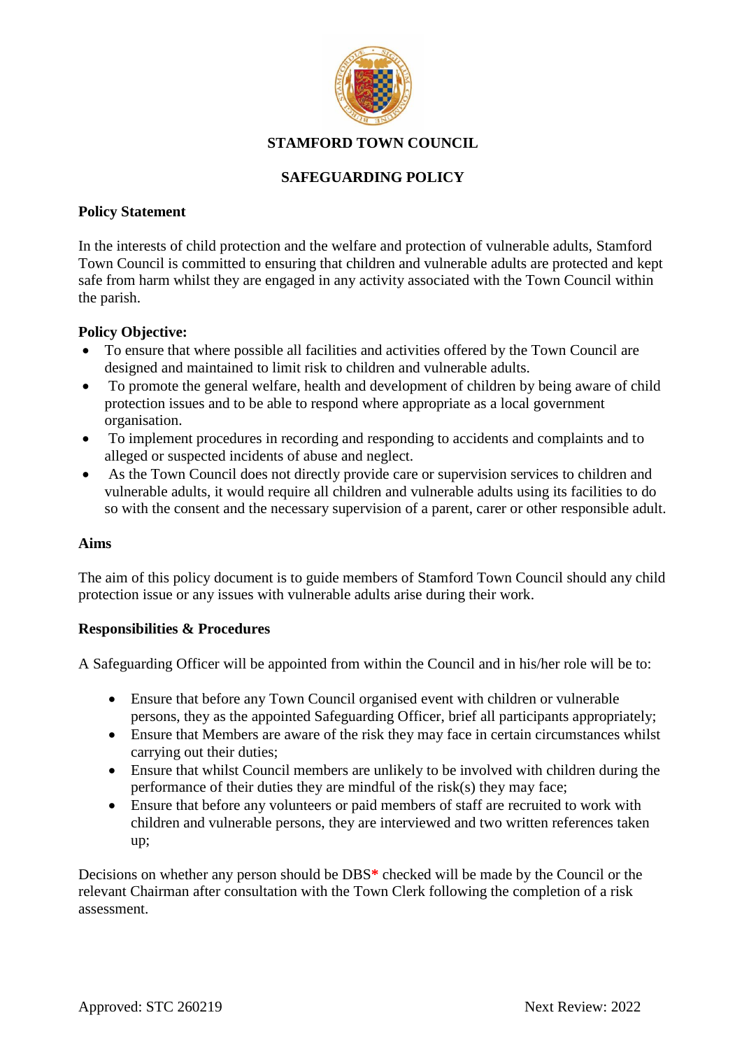# STAMFORD TOWN COUNCIL

## SAFEGUARDING POLICY

**Policy Statement**

In the interests of child protection and the welfare and protection of vulnerable adults, Stamford Town Council is committed to ensuring that children and vulnerable adults are protected and kept safe from harm whilst they are engaged in any activity associated with the Town Council within the parish.

**Policy Objective:**

- To ensure that where possible all facilities and activities offered by the Town Council are designed and maintained to limit risk to children and vulnerable adults.
- To promote the general welfare, health and development of children by being aware of child protection issues and to be able to respond where appropriate as a local government organisation.
- To implement procedures in recording and responding to accidents and complaints and to alleged or suspected incidents of abuse and neglect.
- As the Town Council does not directly provide care or supervision services to children and vulnerable adults, it would require all children and vulnerable adults using its facilities to do so with the consent and the necessary supervision of a parent, carer or other responsible adult.

**Aims**

The aim of this policy document is to guide members of Stamford Town Council should any child protection issue or any issues with vulnerable adults arise during their work.

**Responsibilities & Procedures**

A Safeguarding Officer will be appointed from within the Council and in his/her role will be to:

- Ensure that before any Town Council organised event with children or vulnerable persons, they as the appointed Safeguarding Officer, brief all participants appropriately;
- Ensure that Members are aware of the risk they may face in certain circumstances whilst carrying out their duties;
- Ensure that whilst Council members are unlikely to be involved with children during the performance of their duties they are mindful of the risk(s) they may face;
- Ensure that before any volunteers or paid members of staff are recruited to work with children and vulnerable persons, they are interviewed and two written references taken up;

Decisions on whether any person should be DBS* checked will be made by the Council or the relevant Chairman after consultation with the Town Clerk following the completion of a risk assessment.

Approved: STC 260219 Next Review: 2022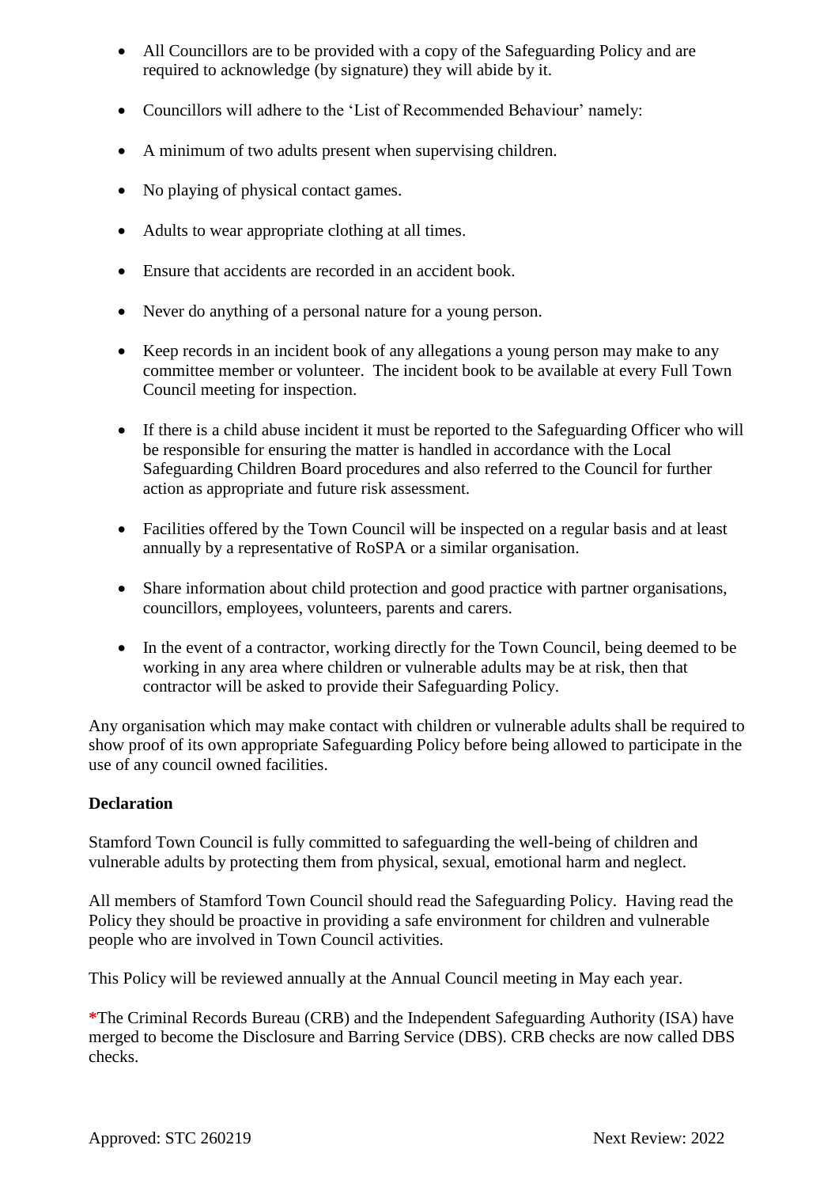- All Councillors are to be provided with a copy of the Safeguarding Policy and are required to acknowledge (by signature) they will abide by it.
- Councillors will adhere to the 'List of Recommended Behaviour' namely:
- A minimum of two adults present when supervising children.
- No playing of physical contact games.
- Adults to wear appropriate clothing at all times.
- Ensure that accidents are recorded in an accident book.
- Never do anything of a personal nature for a young person.
- Keep records in an incident book of any allegations a young person may make to any committee member or volunteer. The incident book to be available at every Full Town Council meeting for inspection.
- If there is a child abuse incident it must be reported to the Safeguarding Officer who will be responsible for ensuring the matter is handled in accordance with the Local Safeguarding Children Board procedures and also referred to the Council for further action as appropriate and future risk assessment.
- Facilities offered by the Town Council will be inspected on a regular basis and at least annually by a representative of RoSPA or a similar organisation.
- Share information about child protection and good practice with partner organisations, councillors, employees, volunteers, parents and carers.
- In the event of a contractor, working directly for the Town Council, being deemed to be working in any area where children or vulnerable adults may be at risk, then that contractor will be asked to provide their Safeguarding Policy.

Any organisation which may make contact with children or vulnerable adults shall be required to show proof of its own appropriate Safeguarding Policy before being allowed to participate in the use of any council owned facilities.

**Declaration**

Stamford Town Council is fully committed to safeguarding the well-being of children and vulnerable adults by protecting them from physical, sexual, emotional harm and neglect.

All members of Stamford Town Council should read the Safeguarding Policy. Having read the Policy they should be proactive in providing a safe environment for children and vulnerable people who are involved in Town Council activities.

This Policy will be reviewed annually at the Annual Council meeting in May each year.

*The Criminal Records Bureau (CRB) and the Independent Safeguarding Authority (ISA) have merged to become the Disclosure and Barring Service (DBS). CRB checks are now called DBS checks.

Approved: STC 260219 Next Review: 2022